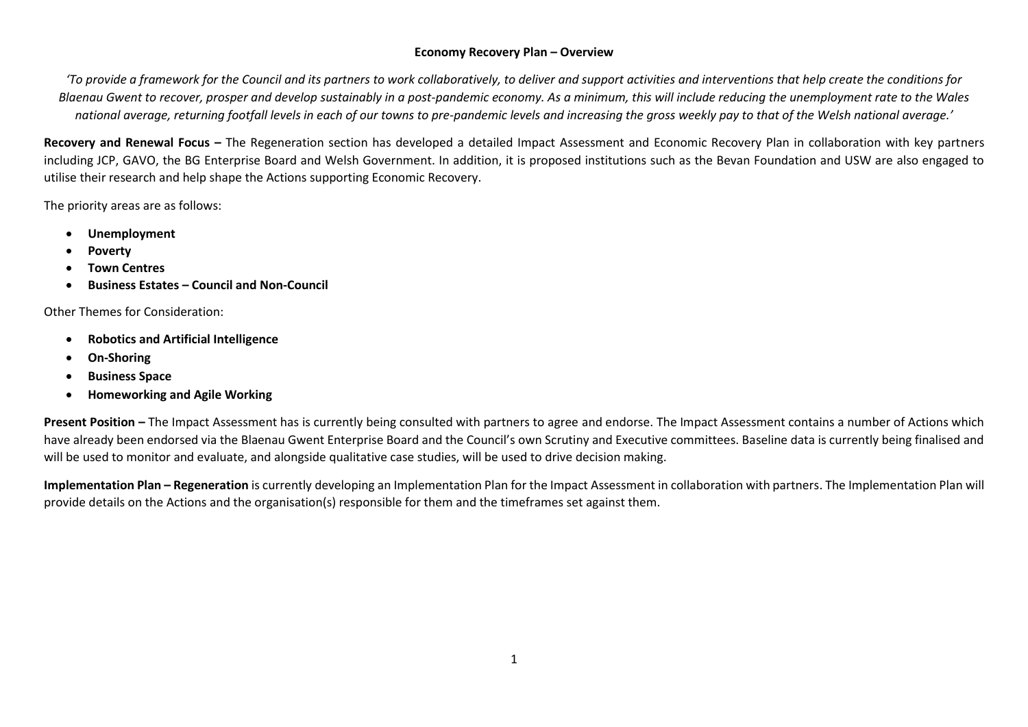# Economy Recovery Plan – Overview

*'To provide a framework for the Council and its partners to work collaboratively, to deliver and support activities and interventions that help create the conditions for Blaenau Gwent to recover, prosper and develop sustainably in a post-pandemic economy. As a minimum, this will include reducing the unemployment rate to the Wales national average, returning footfall levels in each of our towns to pre-pandemic levels and increasing the gross weekly pay to that of the Welsh national average.'*

**Recovery and Renewal Focus –** The Regeneration section has developed a detailed Impact Assessment and Economic Recovery Plan in collaboration with key partners including JCP, GAVO, the BG Enterprise Board and Welsh Government. In addition, it is proposed institutions such as the Bevan Foundation and USW are also engaged to utilise their research and help shape the Actions supporting Economic Recovery.

The priority areas are as follows:

- **Unemployment**
- **Poverty**
- **Town Centres**
- **Business Estates – Council and Non-Council**

Other Themes for Consideration:

- **Robotics and Artificial Intelligence**
- **On-Shoring**
- **Business Space**
- **Homeworking and Agile Working**

**Present Position –** The Impact Assessment has is currently being consulted with partners to agree and endorse. The Impact Assessment contains a number of Actions which have already been endorsed via the Blaenau Gwent Enterprise Board and the Council's own Scrutiny and Executive committees. Baseline data is currently being finalised and will be used to monitor and evaluate, and alongside qualitative case studies, will be used to drive decision making.

**Implementation Plan – Regeneration** is currently developing an Implementation Plan for the Impact Assessment in collaboration with partners. The Implementation Plan will provide details on the Actions and the organisation(s) responsible for them and the timeframes set against them.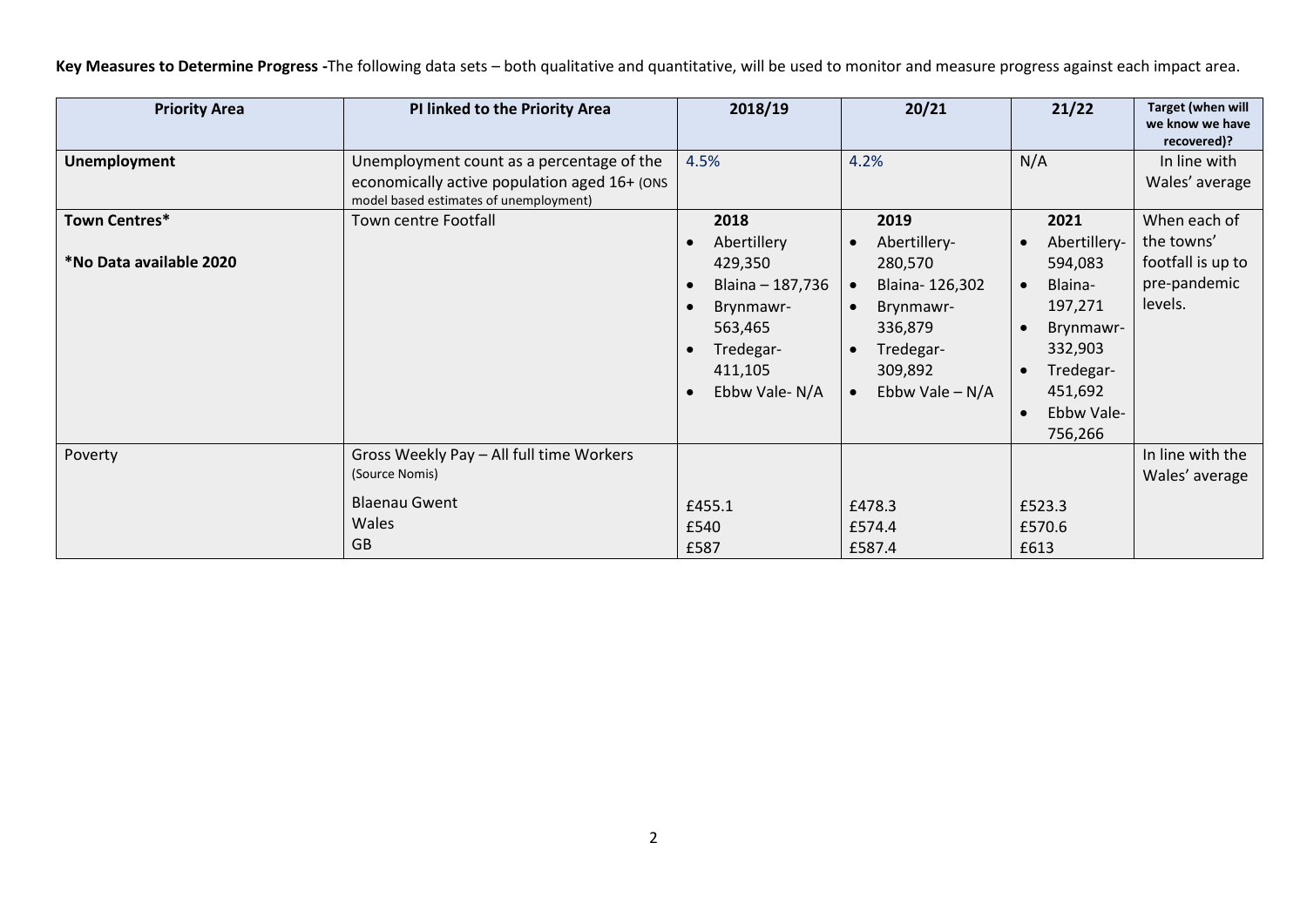**Key Measures to Determine Progress -**The following data sets – both qualitative and quantitative, will be used to monitor and measure progress against each impact area.

| Priority Area | PI linked to the Priority Area | 2018/19 | 20/21 | 21/22 | Target (when will we know we have recovered)? |
|---|---|---|---|---|---|
| **Unemployment** | Unemployment count as a percentage of the economically active population aged 16+ (ONS model based estimates of unemployment) | 4.5% | 4.2% | N/A | In line with Wales' average |
| **Town Centres*** <br><br> ***No Data available 2020** | Town centre Footfall | **2018** <br> • Abertillery 429,350 <br> • Blaina – 187,736 <br> • Brynmawr- 563,465 <br> • Tredegar- 411,105 <br> • Ebbw Vale- N/A | **2019** <br> • Abertillery- 280,570 <br> • Blaina- 126,302 <br> • Brynmawr- 336,879 <br> • Tredegar- 309,892 <br> • Ebbw Vale – N/A | **2021** <br> • Abertillery- 594,083 <br> • Blaina- 197,271 <br> • Brynmawr- 332,903 <br> • Tredegar- 451,692 <br> • Ebbw Vale- 756,266 | When each of the towns' footfall is up to pre-pandemic levels. |
| Poverty | Gross Weekly Pay – All full time Workers (Source Nomis) <br><br> Blaenau Gwent <br> Wales <br> GB | <br><br><br> £455.1 <br> £540 <br> £587 | <br><br><br> £478.3 <br> £574.4 <br> £587.4 | <br><br><br> £523.3 <br> £570.6 <br> £613 | In line with the Wales' average |